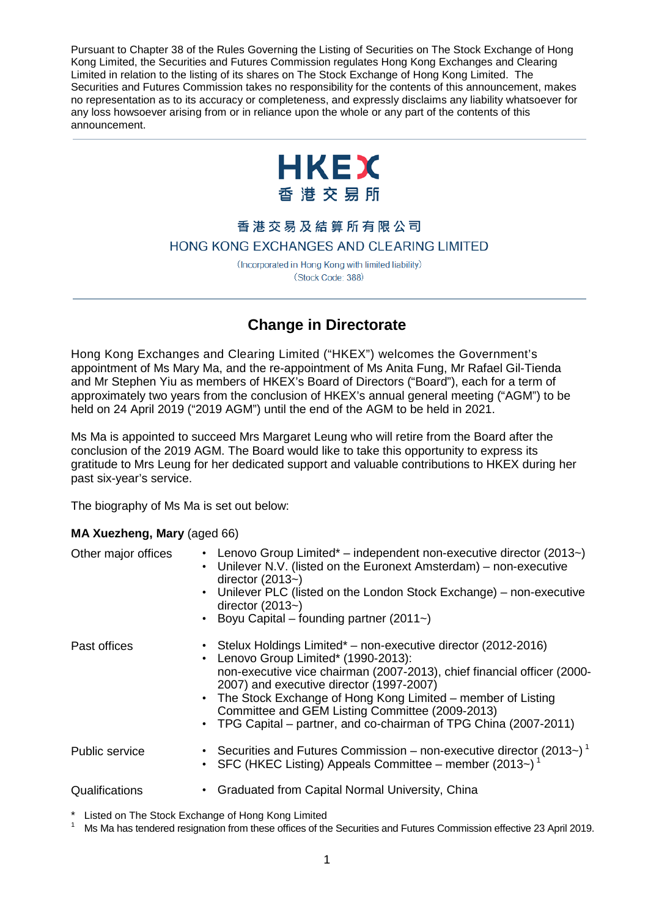Pursuant to Chapter 38 of the Rules Governing the Listing of Securities on The Stock Exchange of Hong Kong Limited, the Securities and Futures Commission regulates Hong Kong Exchanges and Clearing Limited in relation to the listing of its shares on The Stock Exchange of Hong Kong Limited. The Securities and Futures Commission takes no responsibility for the contents of this announcement, makes no representation as to its accuracy or completeness, and expressly disclaims any liability whatsoever for any loss howsoever arising from or in reliance upon the whole or any part of the contents of this announcement.

HKEX
香港交易所

香港交易及結算所有限公司
HONG KONG EXCHANGES AND CLEARING LIMITED

(Incorporated in Hong Kong with limited liability)
(Stock Code: 388)

# Change in Directorate

Hong Kong Exchanges and Clearing Limited ("HKEX") welcomes the Government's appointment of Ms Mary Ma, and the re-appointment of Ms Anita Fung, Mr Rafael Gil-Tienda and Mr Stephen Yiu as members of HKEX's Board of Directors ("Board"), each for a term of approximately two years from the conclusion of HKEX's annual general meeting ("AGM") to be held on 24 April 2019 ("2019 AGM") until the end of the AGM to be held in 2021.

Ms Ma is appointed to succeed Mrs Margaret Leung who will retire from the Board after the conclusion of the 2019 AGM. The Board would like to take this opportunity to express its gratitude to Mrs Leung for her dedicated support and valuable contributions to HKEX during her past six-year's service.

The biography of Ms Ma is set out below:

**MA Xuezheng, Mary** (aged 66)

| | |
|---|---|
| Other major offices | • Lenovo Group Limited* – independent non-executive director (2013~)<br>• Unilever N.V. (listed on the Euronext Amsterdam) – non-executive director (2013~)<br>• Unilever PLC (listed on the London Stock Exchange) – non-executive director (2013~)<br>• Boyu Capital – founding partner (2011~) |
| Past offices | • Stelux Holdings Limited* – non-executive director (2012-2016)<br>• Lenovo Group Limited* (1990-2013): non-executive vice chairman (2007-2013), chief financial officer (2000-2007) and executive director (1997-2007)<br>• The Stock Exchange of Hong Kong Limited – member of Listing Committee and GEM Listing Committee (2009-2013)<br>• TPG Capital – partner, and co-chairman of TPG China (2007-2011) |
| Public service | • Securities and Futures Commission – non-executive director (2013~) [1]<br>• SFC (HKEC Listing) Appeals Committee – member (2013~) [1] |
| Qualifications | • Graduated from Capital Normal University, China |

\* Listed on The Stock Exchange of Hong Kong Limited

[1] Ms Ma has tendered resignation from these offices of the Securities and Futures Commission effective 23 April 2019.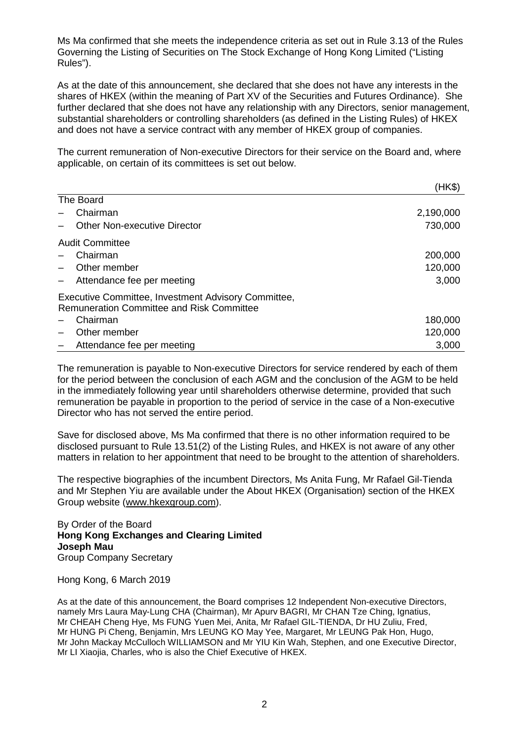Ms Ma confirmed that she meets the independence criteria as set out in Rule 3.13 of the Rules Governing the Listing of Securities on The Stock Exchange of Hong Kong Limited ("Listing Rules").

As at the date of this announcement, she declared that she does not have any interests in the shares of HKEX (within the meaning of Part XV of the Securities and Futures Ordinance). She further declared that she does not have any relationship with any Directors, senior management, substantial shareholders or controlling shareholders (as defined in the Listing Rules) of HKEX and does not have a service contract with any member of HKEX group of companies.

The current remuneration of Non-executive Directors for their service on the Board and, where applicable, on certain of its committees is set out below.

| | (HK$) |
|---|---|
| The Board | |
| – Chairman | 2,190,000 |
| – Other Non-executive Director | 730,000 |
| Audit Committee | |
| – Chairman | 200,000 |
| – Other member | 120,000 |
| – Attendance fee per meeting | 3,000 |
| Executive Committee, Investment Advisory Committee, Remuneration Committee and Risk Committee | |
| – Chairman | 180,000 |
| – Other member | 120,000 |
| – Attendance fee per meeting | 3,000 |

The remuneration is payable to Non-executive Directors for service rendered by each of them for the period between the conclusion of each AGM and the conclusion of the AGM to be held in the immediately following year until shareholders otherwise determine, provided that such remuneration be payable in proportion to the period of service in the case of a Non-executive Director who has not served the entire period.

Save for disclosed above, Ms Ma confirmed that there is no other information required to be disclosed pursuant to Rule 13.51(2) of the Listing Rules, and HKEX is not aware of any other matters in relation to her appointment that need to be brought to the attention of shareholders.

The respective biographies of the incumbent Directors, Ms Anita Fung, Mr Rafael Gil-Tienda and Mr Stephen Yiu are available under the About HKEX (Organisation) section of the HKEX Group website (www.hkexgroup.com).

By Order of the Board
**Hong Kong Exchanges and Clearing Limited**
**Joseph Mau**
Group Company Secretary

Hong Kong, 6 March 2019

As at the date of this announcement, the Board comprises 12 Independent Non-executive Directors, namely Mrs Laura May-Lung CHA (Chairman), Mr Apurv BAGRI, Mr CHAN Tze Ching, Ignatius, Mr CHEAH Cheng Hye, Ms FUNG Yuen Mei, Anita, Mr Rafael GIL-TIENDA, Dr HU Zuliu, Fred, Mr HUNG Pi Cheng, Benjamin, Mrs LEUNG KO May Yee, Margaret, Mr LEUNG Pak Hon, Hugo, Mr John Mackay McCulloch WILLIAMSON and Mr YIU Kin Wah, Stephen, and one Executive Director, Mr LI Xiaojia, Charles, who is also the Chief Executive of HKEX.